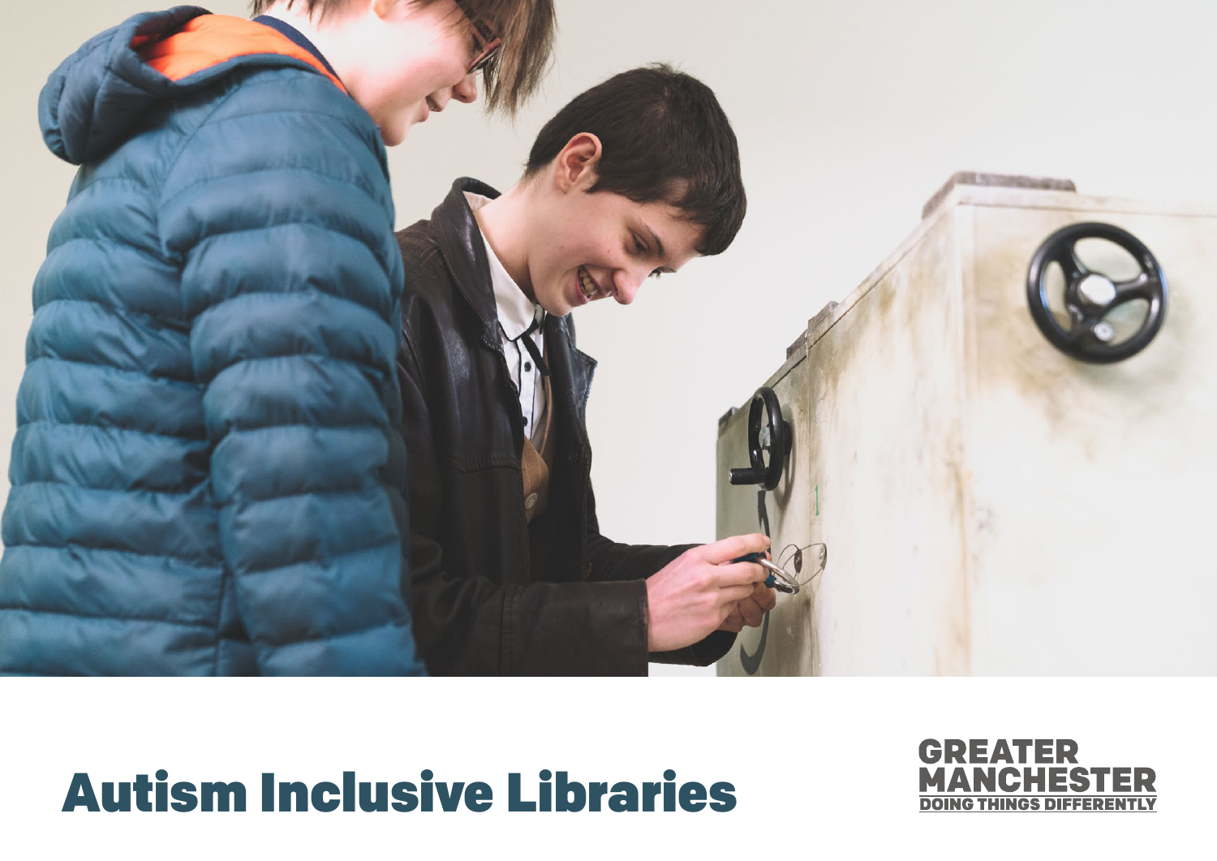# Autism Inclusive Libraries

GREATER MANCHESTER
DOING THINGS DIFFERENTLY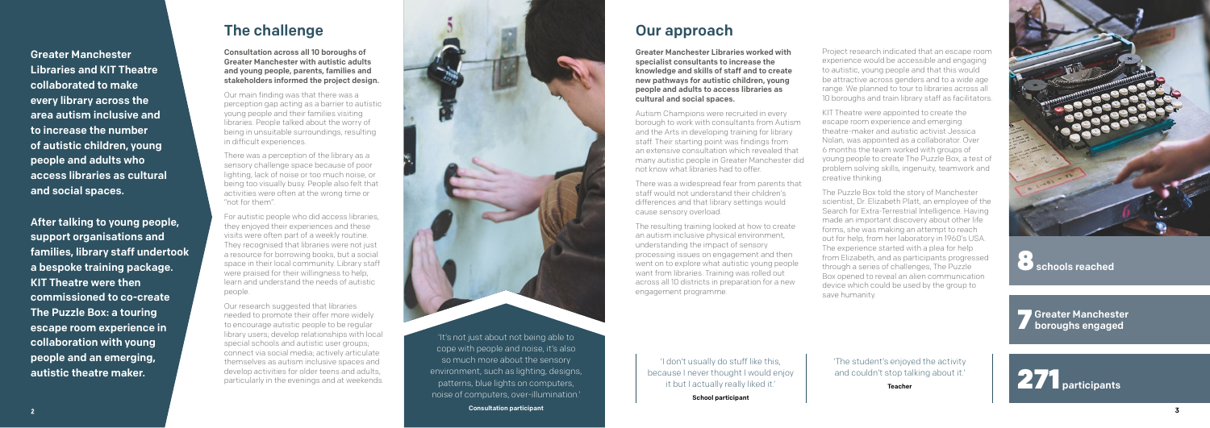**Greater Manchester Libraries and KIT Theatre collaborated to make every library across the area autism inclusive and to increase the number of autistic children, young people and adults who access libraries as cultural and social spaces.**

**After talking to young people, support organisations and families, library staff undertook a bespoke training package. KIT Theatre were then commissioned to co-create The Puzzle Box: a touring escape room experience in collaboration with young people and an emerging, autistic theatre maker.**

## The challenge

**Consultation across all 10 boroughs of Greater Manchester with autistic adults and young people, parents, families and stakeholders informed the project design.**

Our main finding was that there was a perception gap acting as a barrier to autistic young people and their families visiting libraries. People talked about the worry of being in unsuitable surroundings, resulting in difficult experiences.

There was a perception of the library as a sensory challenge space because of poor lighting, lack of noise or too much noise, or being too visually busy. People also felt that activities were often at the wrong time or "not for them".

For autistic people who did access libraries, they enjoyed their experiences and these visits were often part of a weekly routine. They recognised that libraries were not just a resource for borrowing books, but a social space in their local community. Library staff were praised for their willingness to help, learn and understand the needs of autistic people.

Our research suggested that libraries needed to promote their offer more widely to encourage autistic people to be regular library users; develop relationships with local special schools and autistic user groups; connect via social media; actively articulate themselves as autism inclusive spaces and develop activities for older teens and adults, particularly in the evenings and at weekends.

'It's not just about not being able to cope with people and noise, it's also so much more about the sensory environment, such as lighting, designs, patterns, blue lights on computers, noise of computers, over-illumination.'

**Consultation participant**

## Our approach

**Greater Manchester Libraries worked with specialist consultants to increase the knowledge and skills of staff and to create new pathways for autistic children, young people and adults to access libraries as cultural and social spaces.**

Autism Champions were recruited in every borough to work with consultants from Autism and the Arts in developing training for library staff. Their starting point was findings from an extensive consultation which revealed that many autistic people in Greater Manchester did not know what libraries had to offer.

There was a widespread fear from parents that staff would not understand their children's differences and that library settings would cause sensory overload.

The resulting training looked at how to create an autism inclusive physical environment, understanding the impact of sensory processing issues on engagement and then went on to explore what autistic young people want from libraries. Training was rolled out across all 10 districts in preparation for a new engagement programme.

Project research indicated that an escape room experience would be accessible and engaging to autistic, young people and that this would be attractive across genders and to a wide age range. We planned to tour to libraries across all 10 boroughs and train library staff as facilitators.

KIT Theatre were appointed to create the escape room experience and emerging theatre-maker and autistic activist Jessica Nolan, was appointed as a collaborator. Over 6 months the team worked with groups of young people to create The Puzzle Box, a test of problem solving skills, ingenuity, teamwork and creative thinking.

The Puzzle Box told the story of Manchester scientist, Dr. Elizabeth Platt, an employee of the Search for Extra-Terrestrial Intelligence. Having made an important discovery about other life forms, she was making an attempt to reach out for help, from her laboratory in 1960's USA. The experience started with a plea for help from Elizabeth, and as participants progressed through a series of challenges, The Puzzle Box opened to reveal an alien communication device which could be used by the group to save humanity.

'I don't usually do stuff like this, because I never thought I would enjoy it but I actually really liked it.'

**School participant**

'The student's enjoyed the activity and couldn't stop talking about it.'

**Teacher**

**8** schools reached

**7** Greater Manchester boroughs engaged

**271** participants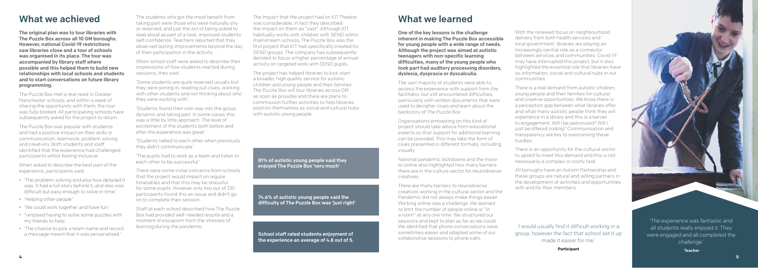## What we achieved

**The original plan was to tour libraries with The Puzzle Box across all 10 GM boroughs. However, national Covid-19 restrictions saw libraries close and a tour of schools was organised in its place. The tour was accompanied by library staff where possible and this helped them to build new relationships with local schools and students and to start conversations on future library programming.**

The Puzzle Box met a real need in Greater Manchester schools; and within a week of sharing the opportunity with them, the tour was fully booked. All participating schools have subsequently asked for the project to return.

The Puzzle Box was popular with students and had a positive impact on their skills in communication, teamwork, problem solving and creativity. Both students and staff identified that the experience had challenged participants whilst feeling inclusive.

When asked to describe the best part of the experience, participants said:

- 'The problem-solving and also how detailed it was. It had a full story behind it, and also was difficult but easy enough to solve in time.'
- 'Helping other people.'
- 'We could work together and have fun.'
- 'I enjoyed having to solve some puzzles with my friends to help.'
- 'The chance to pick a team name and record a message meant that it was personalised.'

The students who got the most benefit from taking part were those who were naturally shy or reserved, and just the act of being asked to read aloud as part of a task, improved students' self-confidence. Teachers reported that they observed lasting improvements beyond the day of their participation in the activity.

When school staff were asked to describe their impressions of how students reacted during sessions, they said:

'Some students are quite reserved usually but they were joining in, reading out clues, working with other students and not thinking about who they were working with.'

'Students found their own way into the group dynamic and taking part. In some cases this was a little by little approach. The level of excitement of the students both before and after the experience was great.'

'Students talked to each other when previously they didn't communicate.'

'The pupils had to work as a team and listen to each other to be successful.'

There were some initial concerns from schools that the project would impact on regular timetables and that this may be stressful for some pupils. However only two out of 281 participants found this an issue and didn't go on to complete their session.

Staff at each school described how The Puzzle Box had provided well-needed respite and a moment of escapism from the stresses of learning during the pandemic.

The impact that the project had on KIT Theatre was considerable, in fact they described the impact on them as "vast". Although KIT habitually works with children with SEND within mainstream schools, The Puzzle Box was the first project that KIT had specifically created for SEND groups. The company has subsequently decided to focus a higher percentage of annual activity on targeted work with SEND pupils.

The project has helped libraries to kick start a broader, high quality service for autistic children and young people and their families. The Puzzle Box will tour libraries across GM as soon as possible and there are plans to commission further activities to help libraries position themselves as social and cultural hubs with autistic young people.

**81% of autistic young people said they enjoyed The Puzzle Box 'very much'**

**74.6% of autistic young people said the difficulty of The Puzzle Box was 'just right'**

**School staff rated students enjoyment of the experience an average of 4.8 out of 5.**

## What we learned

**One of the key lessons is the challenge inherent in making The Puzzle Box accessible for young people with a wide range of needs. Although the project was aimed at autistic teenagers with non-specific learning difficulties, many of the young people who took part had auditory processing disorders, dyslexia, dyspraxia or dyscalculia.**

The vast majority of students were able to access the experience with support from the facilitator, but still encountered difficulties, particularly with written documents that were used to decipher clues and learn about the backstory of The Puzzle Box.

Organisations embarking on this kind of project should take advice from educational experts so that support for additional learning can be provided. This may take the form of clues presented in different formats, including visually.

National pandemic lockdowns and the move to online also highlighted how many barriers there are in the culture sector for neurodiverse creatives.

There are many barriers to neurodiverse creatives working in the cultural sector and the Pandemic did not always make things easier. Working online was a challenge. We learned to limit the number of people online or "in a room" at any one time. We structured our sessions and kept to plan as far as we could. We identified that phone conversations were sometimes easier and adapted some of our collaborative sessions to phone calls.

With the renewed focus on neighbourhood delivery from both health services and local government, libraries are playing an increasingly central role as a connector between services and communities. Covid-19 may have interrupted this project, but it also highlighted the essential role that libraries have as information, social and cultural hubs in our communities.

There is a real demand from autistic children, young people and their families for cultural and creative opportunities. We know there is a perception gap between what libraries offer and what many autistic people think they will experience in a library and this is a barrier to engagement; Will I be patronised? Will I just be offered coding? Communication and transparency are key to overcoming these hurdles.

There is an opportunity for the cultural sector to upskill to meet this demand and this is not necessarily a complex or costly task.

All boroughs have an Autism Partnership and these groups are natural and willing partners in the development of activities and opportunities with and for their members.

'I would usually find it difficult working in a group, however the fact that school set it up made it easier for me.'

**Participant**

'The experience was fantastic and all students really enjoyed it. They were engaged and all completed the challenge.'

**Teacher**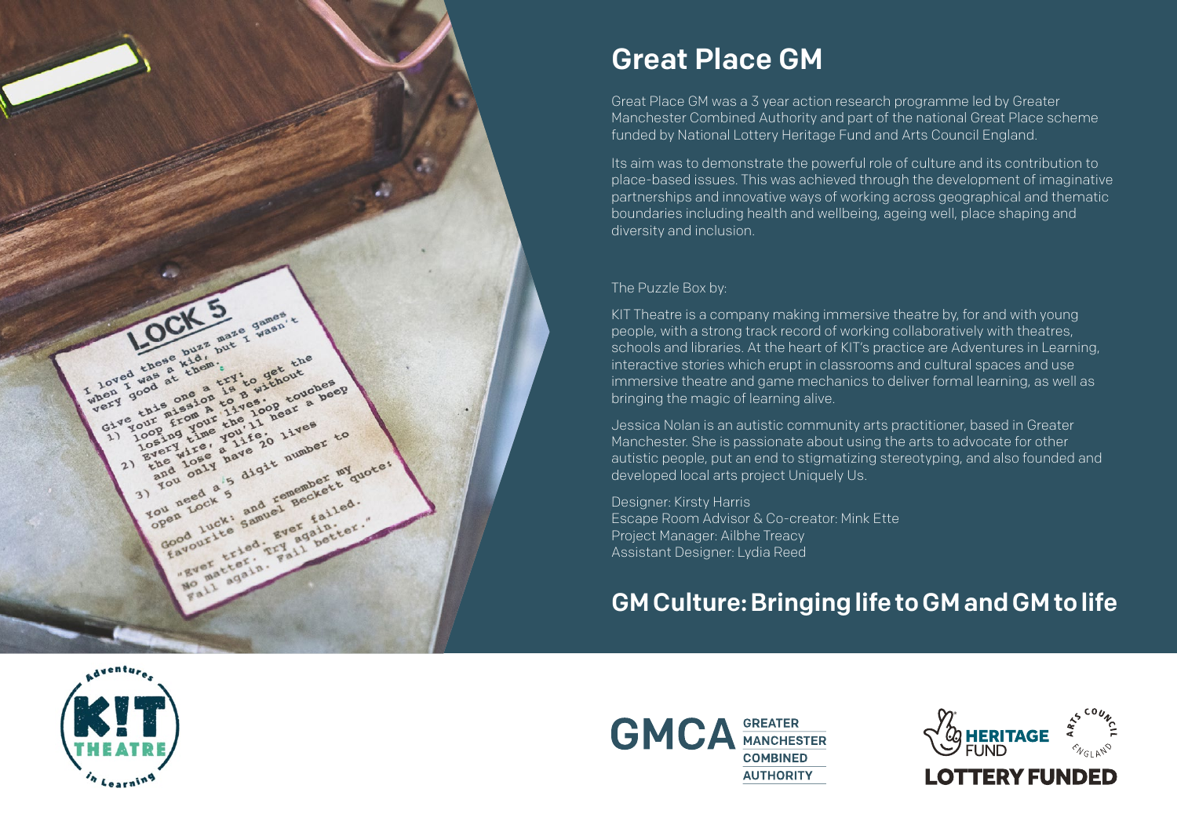## Great Place GM

Great Place GM was a 3 year action research programme led by Greater Manchester Combined Authority and part of the national Great Place scheme funded by National Lottery Heritage Fund and Arts Council England.

Its aim was to demonstrate the powerful role of culture and its contribution to place-based issues. This was achieved through the development of imaginative partnerships and innovative ways of working across geographical and thematic boundaries including health and wellbeing, ageing well, place shaping and diversity and inclusion.

The Puzzle Box by:

KIT Theatre is a company making immersive theatre by, for and with young people, with a strong track record of working collaboratively with theatres, schools and libraries. At the heart of KIT's practice are Adventures in Learning, interactive stories which erupt in classrooms and cultural spaces and use immersive theatre and game mechanics to deliver formal learning, as well as bringing the magic of learning alive.

Jessica Nolan is an autistic community arts practitioner, based in Greater Manchester. She is passionate about using the arts to advocate for other autistic people, put an end to stigmatizing stereotyping, and also founded and developed local arts project Uniquely Us.

Designer: Kirsty Harris
Escape Room Advisor & Co-creator: Mink Ette
Project Manager: Ailbhe Treacy
Assistant Designer: Lydia Reed

## GM Culture: Bringing life to GM and GM to life